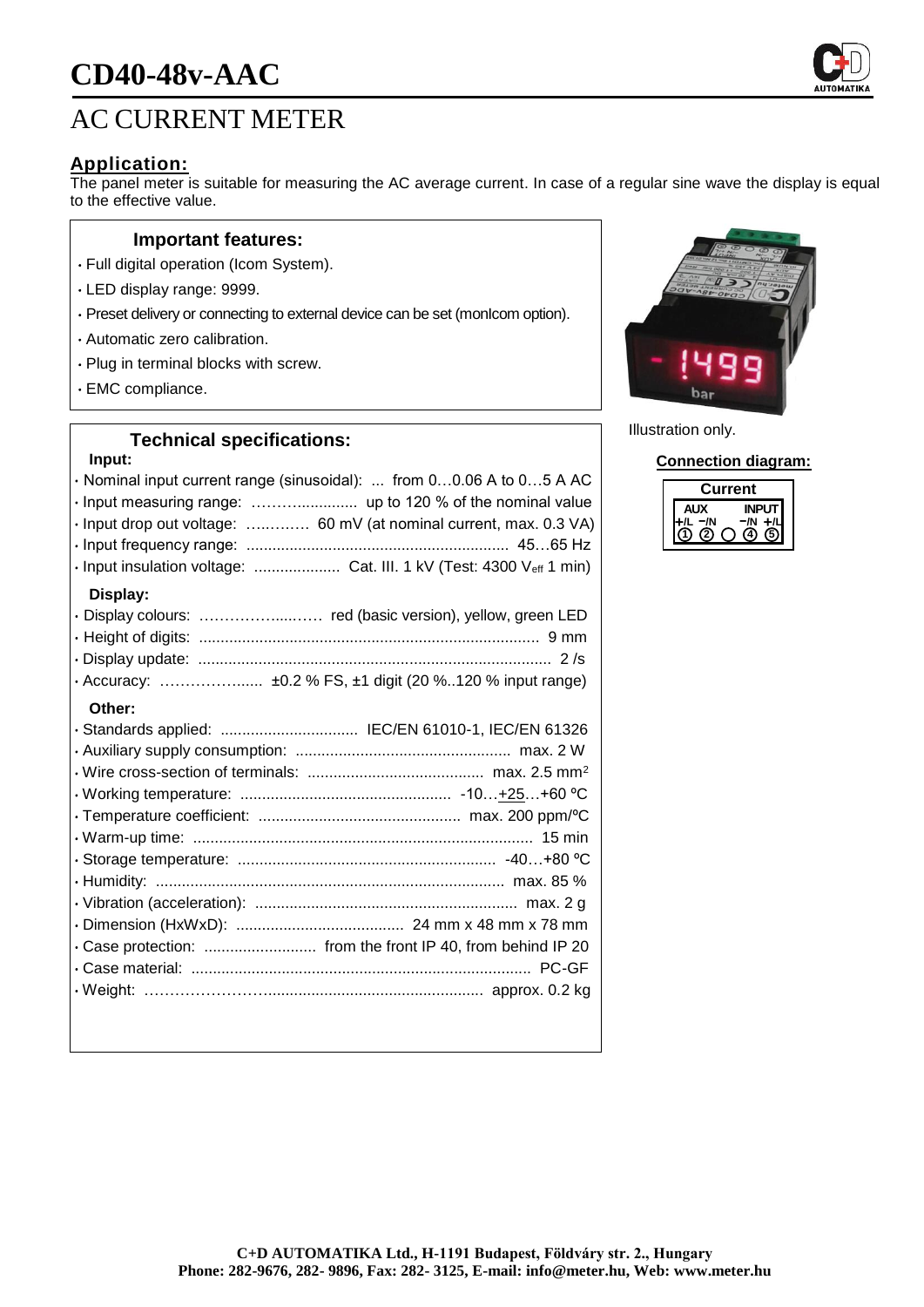# CD40-48v-AAC

## AC CURRENT METER

### Application:

The panel meter is suitable for measuring the AC average current. In case of a regular sine wave the display is equal to the effective value.

### Important features:

- Full digital operation (Icom System).
- LED display range: 9999.
- Preset delivery or connecting to external device can be set (monIcom option).
- Automatic zero calibration.
- Plug in terminal blocks with screw.
- EMC compliance.

Illustration only.

### Technical specifications:

**Input:**

- Nominal input current range (sinusoidal): ... from 0…0.06 A to 0…5 A AC
- Input measuring range: ……….............. up to 120 % of the nominal value
- Input drop out voltage: ….……… 60 mV (at nominal current, max. 0.3 VA)
- Input frequency range: ............................................................ 45…65 Hz
- Input insulation voltage: .................... Cat. III. 1 kV (Test: 4300 $V_{eff}$ 1 min)

**Display:**

- Display colours: ……………......…… red (basic version), yellow, green LED
- Height of digits: .............................................................................. 9 mm
- Display update: ................................................................................. 2 /s
- Accuracy: ………………...... ±0.2 % FS, ±1 digit (20 %..120 % input range)

**Other:**

- Standards applied: ................................ IEC/EN 61010-1, IEC/EN 61326
- Auxiliary supply consumption: .................................................. max. 2 W
- Wire cross-section of terminals: ......................................... max. 2.5 $mm^2$
- Working temperature: ................................................. -10…+25…+60 ºC
- Temperature coefficient: .............................................. max. 200 ppm/ºC
- Warm-up time: ............................................................................... 15 min
- Storage temperature: ............................................................ -40…+80 ºC
- Humidity: ................................................................................. max. 85 %
- Vibration (acceleration): ............................................................ max. 2 g
- Dimension (HxWxD): ....................................... 24 mm x 48 mm x 78 mm
- Case protection: .......................... from the front IP 40, from behind IP 20
- Case material: .............................................................................. PC-GF
- Weight: ……………………................................................... approx. 0.2 kg

### Connection diagram:

| Current | | | | |
|---|---|---|---|---|
| AUX | | | INPUT | |
| +/L | −/N | | −/N | +/L |
| ① | ② | ○ | ④ | ⑤ |

**C+D AUTOMATIKA Ltd., H-1191 Budapest, Földváry str. 2., Hungary**
**Phone: 282-9676, 282- 9896, Fax: 282- 3125, E-mail: info@meter.hu, Web: www.meter.hu**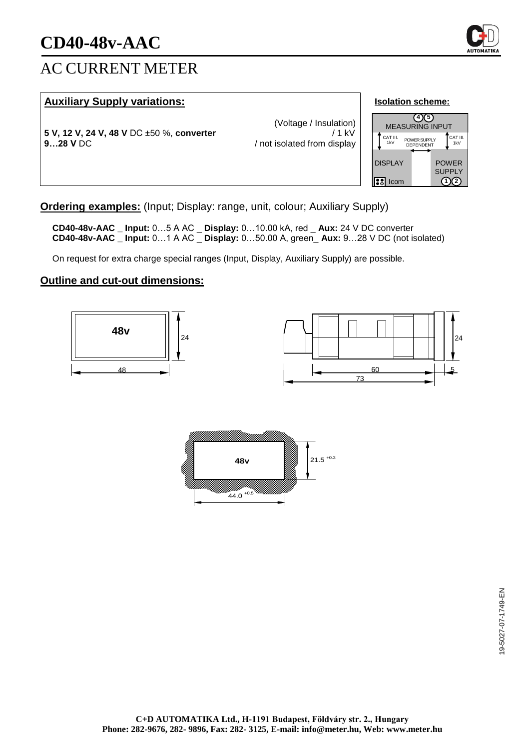# CD40-48v-AAC

## AC CURRENT METER

### Auxiliary Supply variations:

| | (Voltage / Insulation) |
|---|---|
| **5 V, 12 V, 24 V, 48 V** DC ±50 %, **converter** | / 1 kV |
| **9…28 V** DC | / not isolated from display |

**Isolation scheme:**

4 5
MEASURING INPUT
CAT III. 1kV
POWER SUPPLY DEPENDENT
CAT III. 1kV
DISPLAY
POWER SUPPLY
Icom
1 2

### Ordering examples: (Input; Display: range, unit, colour; Auxiliary Supply)

**CD40-48v-AAC _ Input:** 0…5 A AC _ **Display:** 0…10.00 kA, red _ **Aux:** 24 V DC converter
**CD40-48v-AAC _ Input:** 0…1 A AC _ **Display:** 0…50.00 A, green_ **Aux:** 9…28 V DC (not isolated)

On request for extra charge special ranges (Input, Display, Auxiliary Supply) are possible.

### Outline and cut-out dimensions:

48v
24
48
24
60
5
73

48v
21.5 +0.3
44.0 +0.5

19-5027-07-1749-EN

**C+D AUTOMATIKA Ltd., H-1191 Budapest, Földváry str. 2., Hungary**
**Phone: 282-9676, 282- 9896, Fax: 282- 3125, E-mail: info@meter.hu, Web: www.meter.hu**